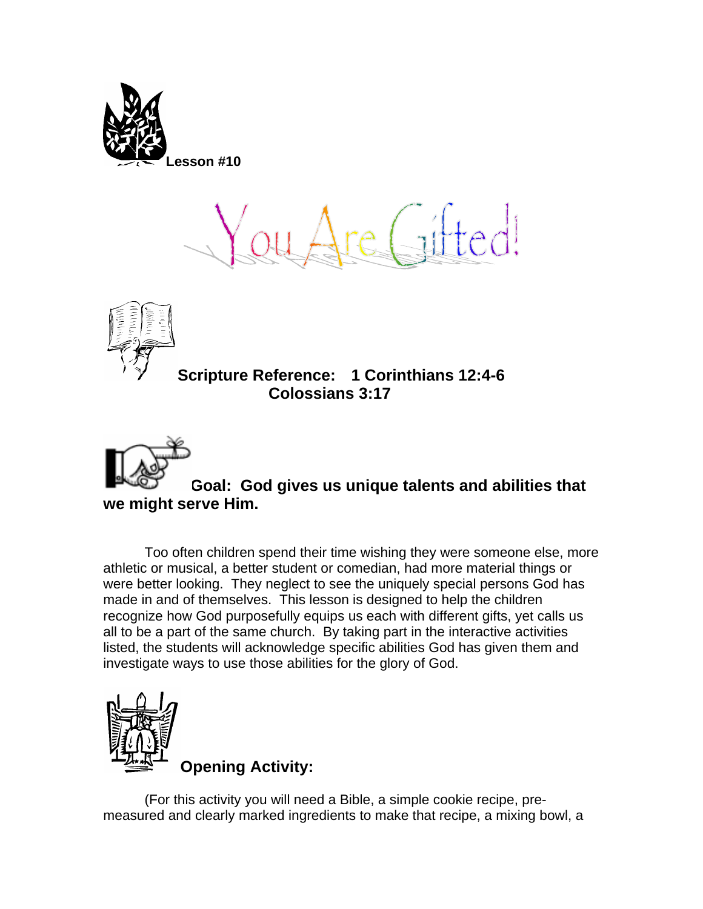**Lesson #10**

# You Are Gifted!

**Scripture Reference: 1 Corinthians 12:4-6**
**Colossians 3:17**

**Goal: God gives us unique talents and abilities that we might serve Him.**

Too often children spend their time wishing they were someone else, more athletic or musical, a better student or comedian, had more material things or were better looking. They neglect to see the uniquely special persons God has made in and of themselves. This lesson is designed to help the children recognize how God purposefully equips us each with different gifts, yet calls us all to be a part of the same church. By taking part in the interactive activities listed, the students will acknowledge specific abilities God has given them and investigate ways to use those abilities for the glory of God.

## Opening Activity:

(For this activity you will need a Bible, a simple cookie recipe, pre-measured and clearly marked ingredients to make that recipe, a mixing bowl, a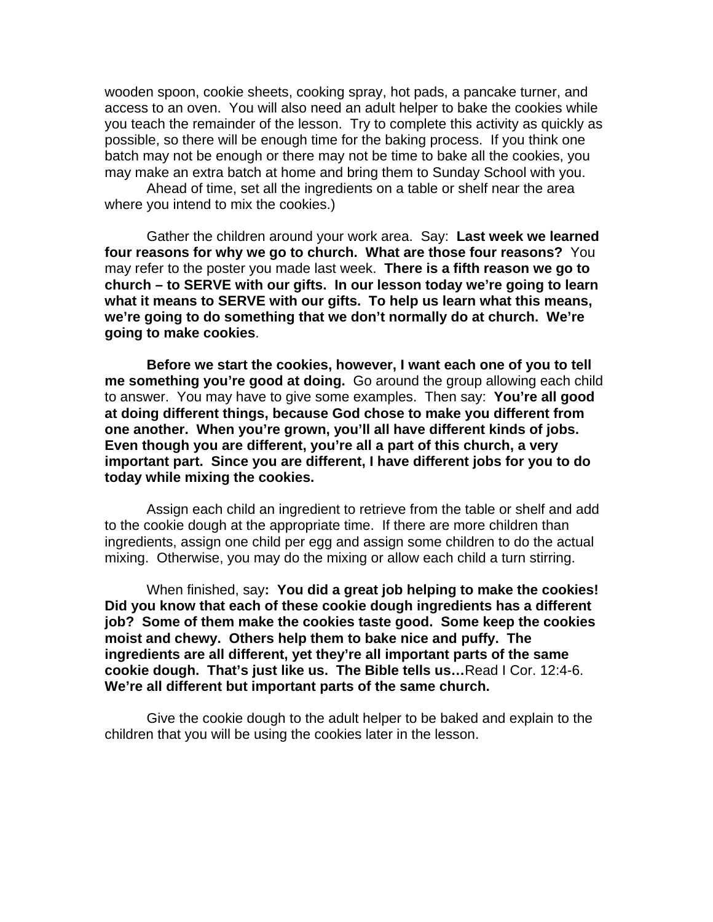wooden spoon, cookie sheets, cooking spray, hot pads, a pancake turner, and access to an oven. You will also need an adult helper to bake the cookies while you teach the remainder of the lesson. Try to complete this activity as quickly as possible, so there will be enough time for the baking process. If you think one batch may not be enough or there may not be time to bake all the cookies, you may make an extra batch at home and bring them to Sunday School with you.

Ahead of time, set all the ingredients on a table or shelf near the area where you intend to mix the cookies.)

Gather the children around your work area. Say: **Last week we learned four reasons for why we go to church. What are those four reasons?** You may refer to the poster you made last week. **There is a fifth reason we go to church – to SERVE with our gifts. In our lesson today we're going to learn what it means to SERVE with our gifts. To help us learn what this means, we're going to do something that we don't normally do at church. We're going to make cookies**.

**Before we start the cookies, however, I want each one of you to tell me something you're good at doing.** Go around the group allowing each child to answer. You may have to give some examples. Then say: **You're all good at doing different things, because God chose to make you different from one another. When you're grown, you'll all have different kinds of jobs. Even though you are different, you're all a part of this church, a very important part. Since you are different, I have different jobs for you to do today while mixing the cookies.**

Assign each child an ingredient to retrieve from the table or shelf and add to the cookie dough at the appropriate time. If there are more children than ingredients, assign one child per egg and assign some children to do the actual mixing. Otherwise, you may do the mixing or allow each child a turn stirring.

When finished, say**: You did a great job helping to make the cookies! Did you know that each of these cookie dough ingredients has a different job? Some of them make the cookies taste good. Some keep the cookies moist and chewy. Others help them to bake nice and puffy. The ingredients are all different, yet they're all important parts of the same cookie dough. That's just like us. The Bible tells us…**Read I Cor. 12:4-6. **We're all different but important parts of the same church.**

Give the cookie dough to the adult helper to be baked and explain to the children that you will be using the cookies later in the lesson.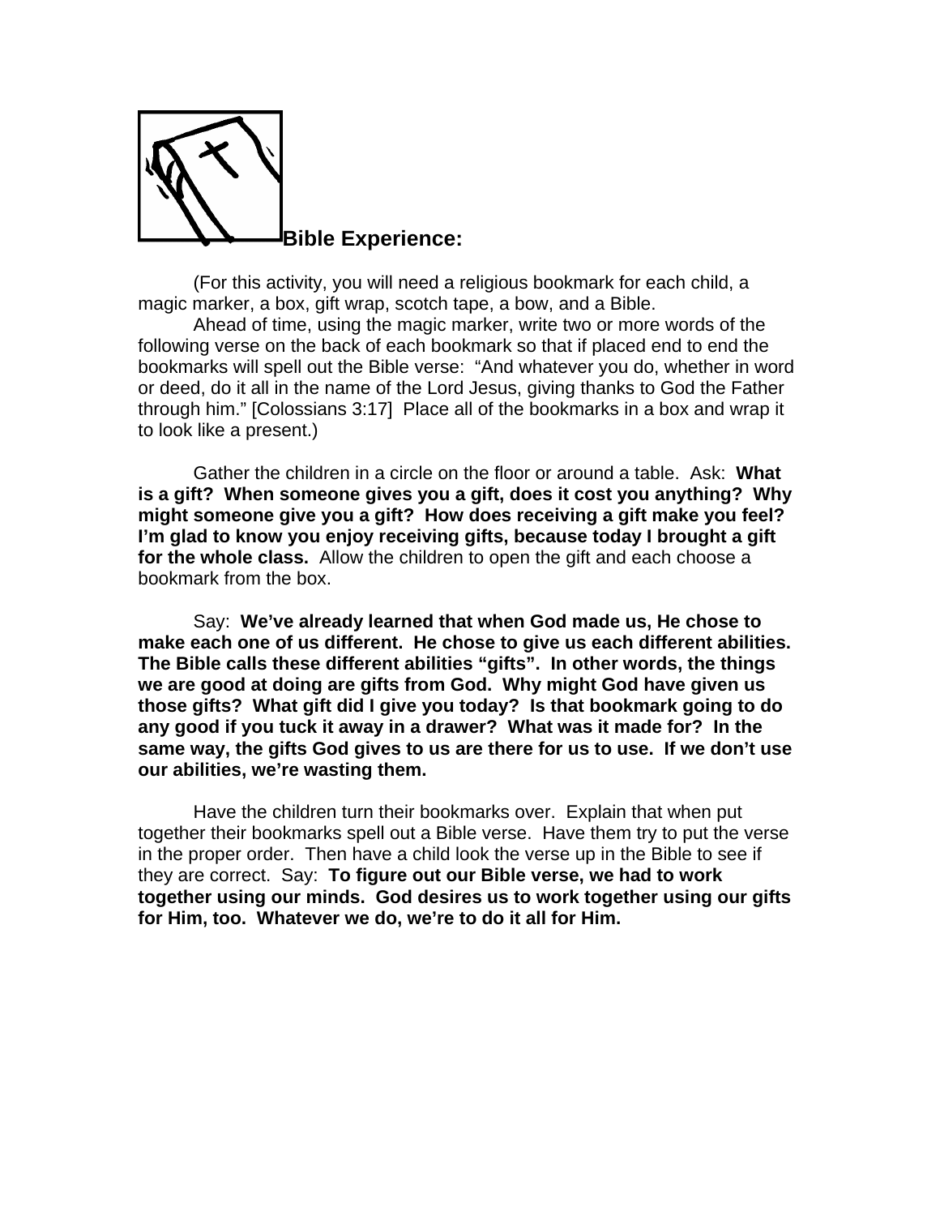## Bible Experience:

(For this activity, you will need a religious bookmark for each child, a magic marker, a box, gift wrap, scotch tape, a bow, and a Bible.

Ahead of time, using the magic marker, write two or more words of the following verse on the back of each bookmark so that if placed end to end the bookmarks will spell out the Bible verse: "And whatever you do, whether in word or deed, do it all in the name of the Lord Jesus, giving thanks to God the Father through him." [Colossians 3:17] Place all of the bookmarks in a box and wrap it to look like a present.)

Gather the children in a circle on the floor or around a table. Ask: **What is a gift? When someone gives you a gift, does it cost you anything? Why might someone give you a gift? How does receiving a gift make you feel? I'm glad to know you enjoy receiving gifts, because today I brought a gift for the whole class.** Allow the children to open the gift and each choose a bookmark from the box.

Say: **We've already learned that when God made us, He chose to make each one of us different. He chose to give us each different abilities. The Bible calls these different abilities "gifts". In other words, the things we are good at doing are gifts from God. Why might God have given us those gifts? What gift did I give you today? Is that bookmark going to do any good if you tuck it away in a drawer? What was it made for? In the same way, the gifts God gives to us are there for us to use. If we don't use our abilities, we're wasting them.**

Have the children turn their bookmarks over. Explain that when put together their bookmarks spell out a Bible verse. Have them try to put the verse in the proper order. Then have a child look the verse up in the Bible to see if they are correct. Say: **To figure out our Bible verse, we had to work together using our minds. God desires us to work together using our gifts for Him, too. Whatever we do, we're to do it all for Him.**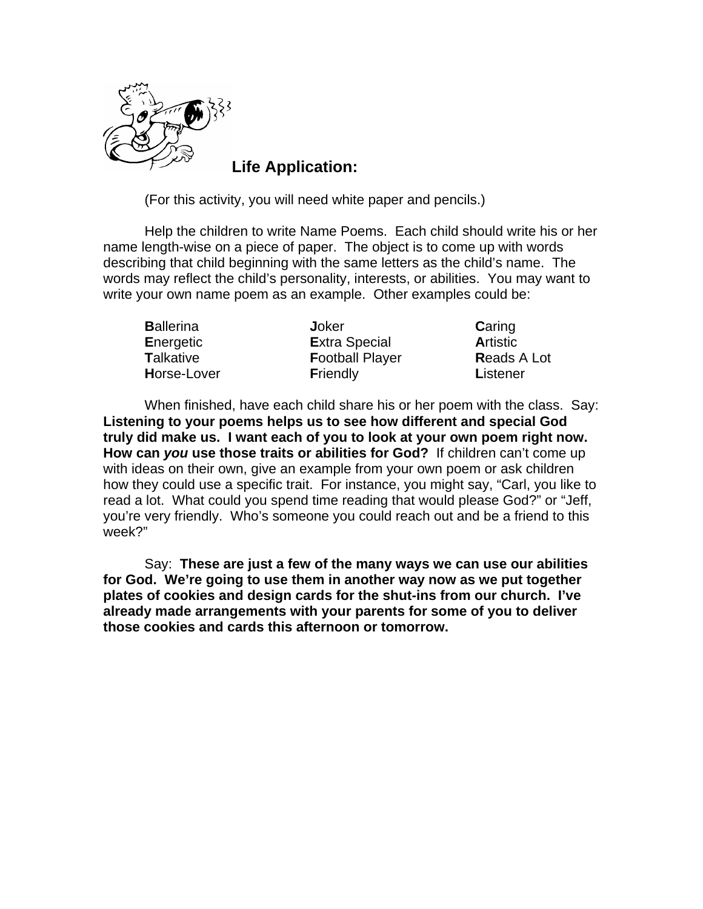## Life Application:

(For this activity, you will need white paper and pencils.)

Help the children to write Name Poems. Each child should write his or her name length-wise on a piece of paper. The object is to come up with words describing that child beginning with the same letters as the child's name. The words may reflect the child's personality, interests, or abilities. You may want to write your own name poem as an example. Other examples could be:

| | | |
|---|---|---|
| **B**allerina | **J**oker | **C**aring |
| **E**nergetic | **E**xtra Special | **A**rtistic |
| **T**alkative | **F**ootball Player | **R**eads A Lot |
| **H**orse-Lover | **F**riendly | **L**istener |

When finished, have each child share his or her poem with the class. Say: **Listening to your poems helps us to see how different and special God truly did make us. I want each of you to look at your own poem right now. How can *you* use those traits or abilities for God?** If children can't come up with ideas on their own, give an example from your own poem or ask children how they could use a specific trait. For instance, you might say, "Carl, you like to read a lot. What could you spend time reading that would please God?" or "Jeff, you're very friendly. Who's someone you could reach out and be a friend to this week?"

Say: **These are just a few of the many ways we can use our abilities for God. We're going to use them in another way now as we put together plates of cookies and design cards for the shut-ins from our church. I've already made arrangements with your parents for some of you to deliver those cookies and cards this afternoon or tomorrow.**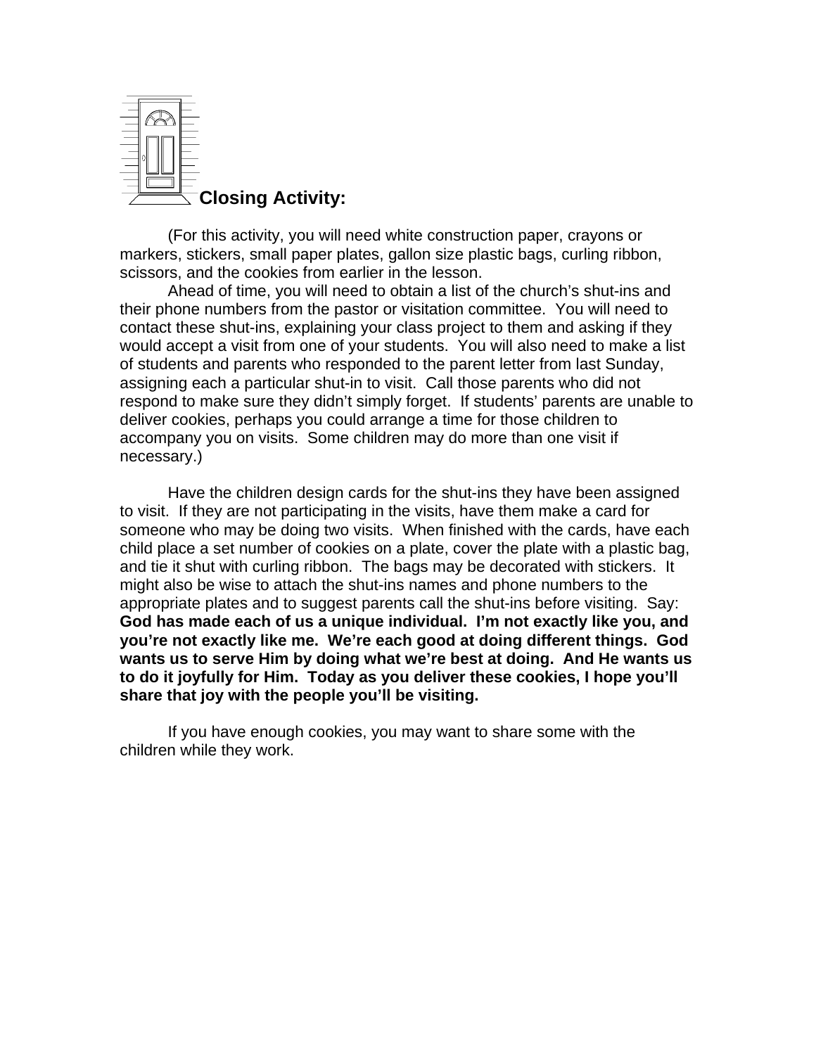## Closing Activity:

(For this activity, you will need white construction paper, crayons or markers, stickers, small paper plates, gallon size plastic bags, curling ribbon, scissors, and the cookies from earlier in the lesson.

Ahead of time, you will need to obtain a list of the church's shut-ins and their phone numbers from the pastor or visitation committee. You will need to contact these shut-ins, explaining your class project to them and asking if they would accept a visit from one of your students. You will also need to make a list of students and parents who responded to the parent letter from last Sunday, assigning each a particular shut-in to visit. Call those parents who did not respond to make sure they didn't simply forget. If students' parents are unable to deliver cookies, perhaps you could arrange a time for those children to accompany you on visits. Some children may do more than one visit if necessary.)

Have the children design cards for the shut-ins they have been assigned to visit. If they are not participating in the visits, have them make a card for someone who may be doing two visits. When finished with the cards, have each child place a set number of cookies on a plate, cover the plate with a plastic bag, and tie it shut with curling ribbon. The bags may be decorated with stickers. It might also be wise to attach the shut-ins names and phone numbers to the appropriate plates and to suggest parents call the shut-ins before visiting. Say: **God has made each of us a unique individual. I'm not exactly like you, and you're not exactly like me. We're each good at doing different things. God wants us to serve Him by doing what we're best at doing. And He wants us to do it joyfully for Him. Today as you deliver these cookies, I hope you'll share that joy with the people you'll be visiting.**

If you have enough cookies, you may want to share some with the children while they work.